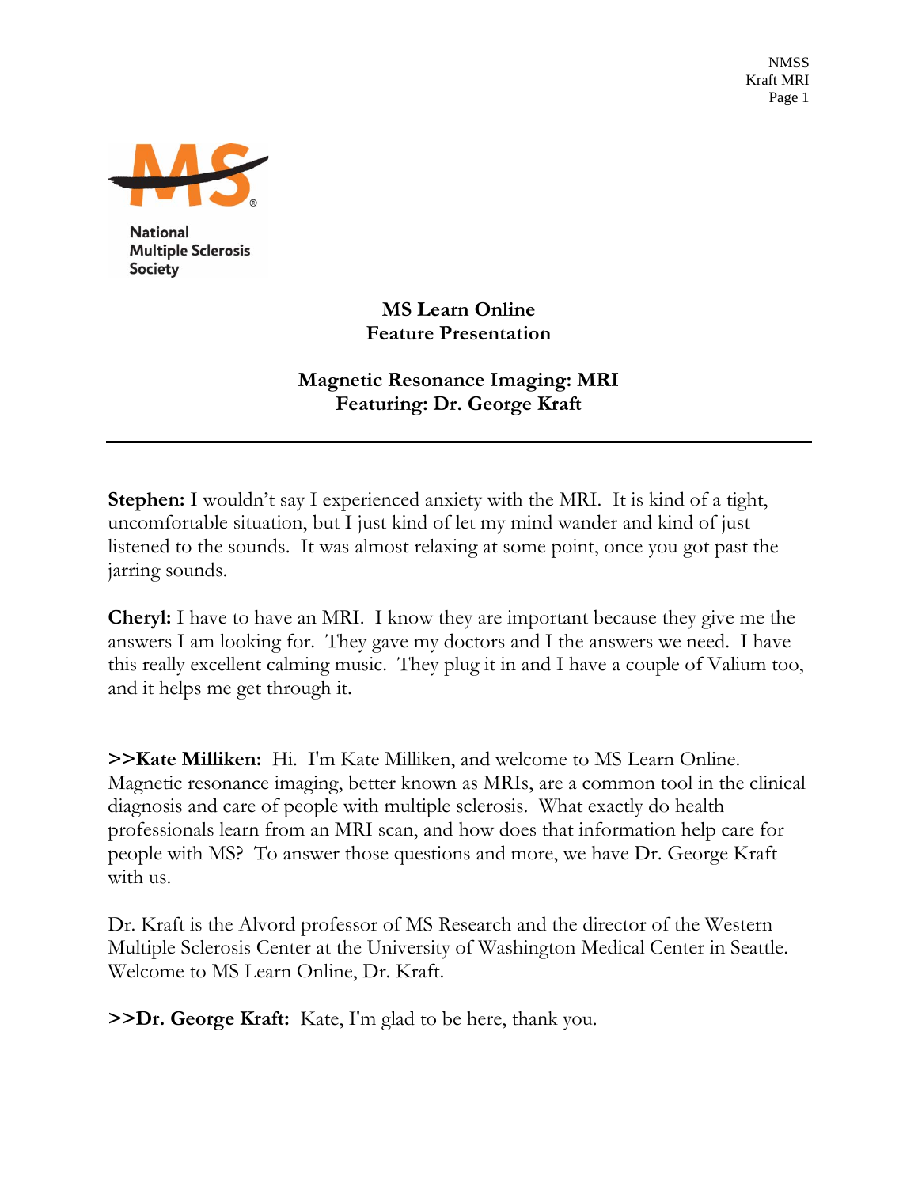**National Multiple Sclerosis Society**

# MS Learn Online
# Feature Presentation

## Magnetic Resonance Imaging: MRI
## Featuring: Dr. George Kraft

---

**Stephen:** I wouldn't say I experienced anxiety with the MRI. It is kind of a tight, uncomfortable situation, but I just kind of let my mind wander and kind of just listened to the sounds. It was almost relaxing at some point, once you got past the jarring sounds.

**Cheryl:** I have to have an MRI. I know they are important because they give me the answers I am looking for. They gave my doctors and I the answers we need. I have this really excellent calming music. They plug it in and I have a couple of Valium too, and it helps me get through it.

**>>Kate Milliken:** Hi. I'm Kate Milliken, and welcome to MS Learn Online. Magnetic resonance imaging, better known as MRIs, are a common tool in the clinical diagnosis and care of people with multiple sclerosis. What exactly do health professionals learn from an MRI scan, and how does that information help care for people with MS? To answer those questions and more, we have Dr. George Kraft with us.

Dr. Kraft is the Alvord professor of MS Research and the director of the Western Multiple Sclerosis Center at the University of Washington Medical Center in Seattle. Welcome to MS Learn Online, Dr. Kraft.

**>>Dr. George Kraft:** Kate, I'm glad to be here, thank you.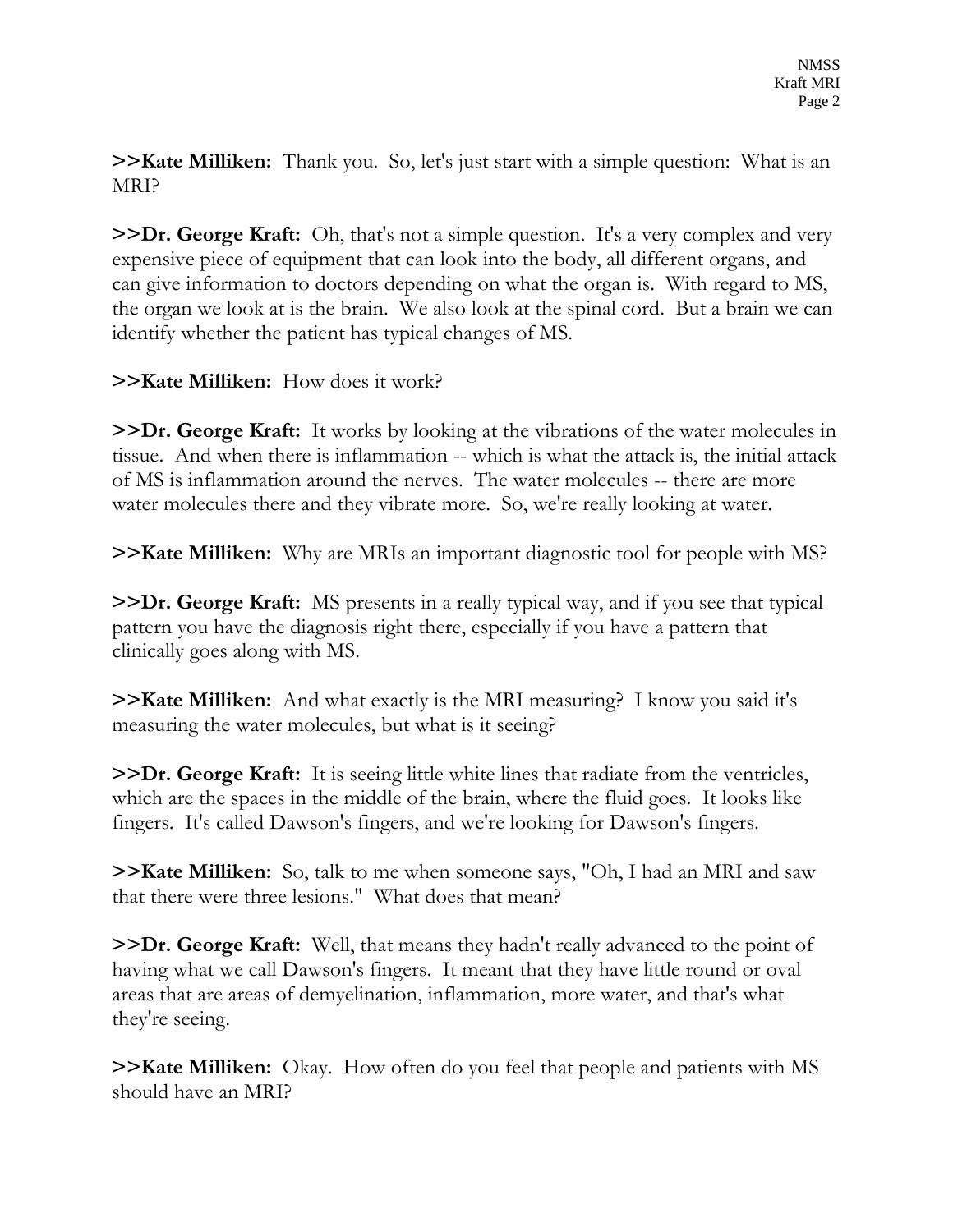**>>Kate Milliken:** Thank you. So, let's just start with a simple question: What is an MRI?

**>>Dr. George Kraft:** Oh, that's not a simple question. It's a very complex and very expensive piece of equipment that can look into the body, all different organs, and can give information to doctors depending on what the organ is. With regard to MS, the organ we look at is the brain. We also look at the spinal cord. But a brain we can identify whether the patient has typical changes of MS.

**>>Kate Milliken:** How does it work?

**>>Dr. George Kraft:** It works by looking at the vibrations of the water molecules in tissue. And when there is inflammation -- which is what the attack is, the initial attack of MS is inflammation around the nerves. The water molecules -- there are more water molecules there and they vibrate more. So, we're really looking at water.

**>>Kate Milliken:** Why are MRIs an important diagnostic tool for people with MS?

**>>Dr. George Kraft:** MS presents in a really typical way, and if you see that typical pattern you have the diagnosis right there, especially if you have a pattern that clinically goes along with MS.

**>>Kate Milliken:** And what exactly is the MRI measuring? I know you said it's measuring the water molecules, but what is it seeing?

**>>Dr. George Kraft:** It is seeing little white lines that radiate from the ventricles, which are the spaces in the middle of the brain, where the fluid goes. It looks like fingers. It's called Dawson's fingers, and we're looking for Dawson's fingers.

**>>Kate Milliken:** So, talk to me when someone says, "Oh, I had an MRI and saw that there were three lesions." What does that mean?

**>>Dr. George Kraft:** Well, that means they hadn't really advanced to the point of having what we call Dawson's fingers. It meant that they have little round or oval areas that are areas of demyelination, inflammation, more water, and that's what they're seeing.

**>>Kate Milliken:** Okay. How often do you feel that people and patients with MS should have an MRI?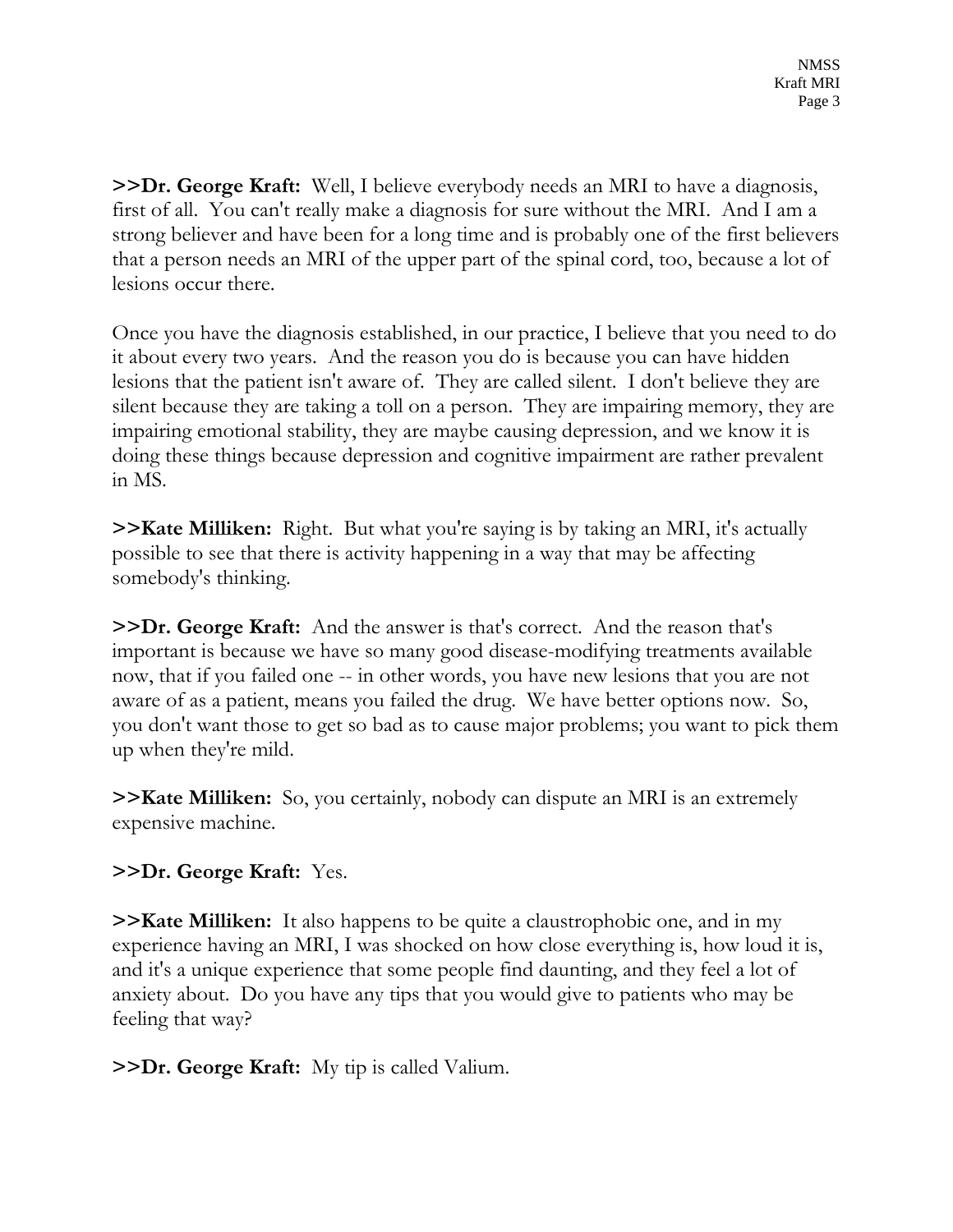**>>Dr. George Kraft:** Well, I believe everybody needs an MRI to have a diagnosis, first of all. You can't really make a diagnosis for sure without the MRI. And I am a strong believer and have been for a long time and is probably one of the first believers that a person needs an MRI of the upper part of the spinal cord, too, because a lot of lesions occur there.

Once you have the diagnosis established, in our practice, I believe that you need to do it about every two years. And the reason you do is because you can have hidden lesions that the patient isn't aware of. They are called silent. I don't believe they are silent because they are taking a toll on a person. They are impairing memory, they are impairing emotional stability, they are maybe causing depression, and we know it is doing these things because depression and cognitive impairment are rather prevalent in MS.

**>>Kate Milliken:** Right. But what you're saying is by taking an MRI, it's actually possible to see that there is activity happening in a way that may be affecting somebody's thinking.

**>>Dr. George Kraft:** And the answer is that's correct. And the reason that's important is because we have so many good disease-modifying treatments available now, that if you failed one -- in other words, you have new lesions that you are not aware of as a patient, means you failed the drug. We have better options now. So, you don't want those to get so bad as to cause major problems; you want to pick them up when they're mild.

**>>Kate Milliken:** So, you certainly, nobody can dispute an MRI is an extremely expensive machine.

**>>Dr. George Kraft:** Yes.

**>>Kate Milliken:** It also happens to be quite a claustrophobic one, and in my experience having an MRI, I was shocked on how close everything is, how loud it is, and it's a unique experience that some people find daunting, and they feel a lot of anxiety about. Do you have any tips that you would give to patients who may be feeling that way?

**>>Dr. George Kraft:** My tip is called Valium.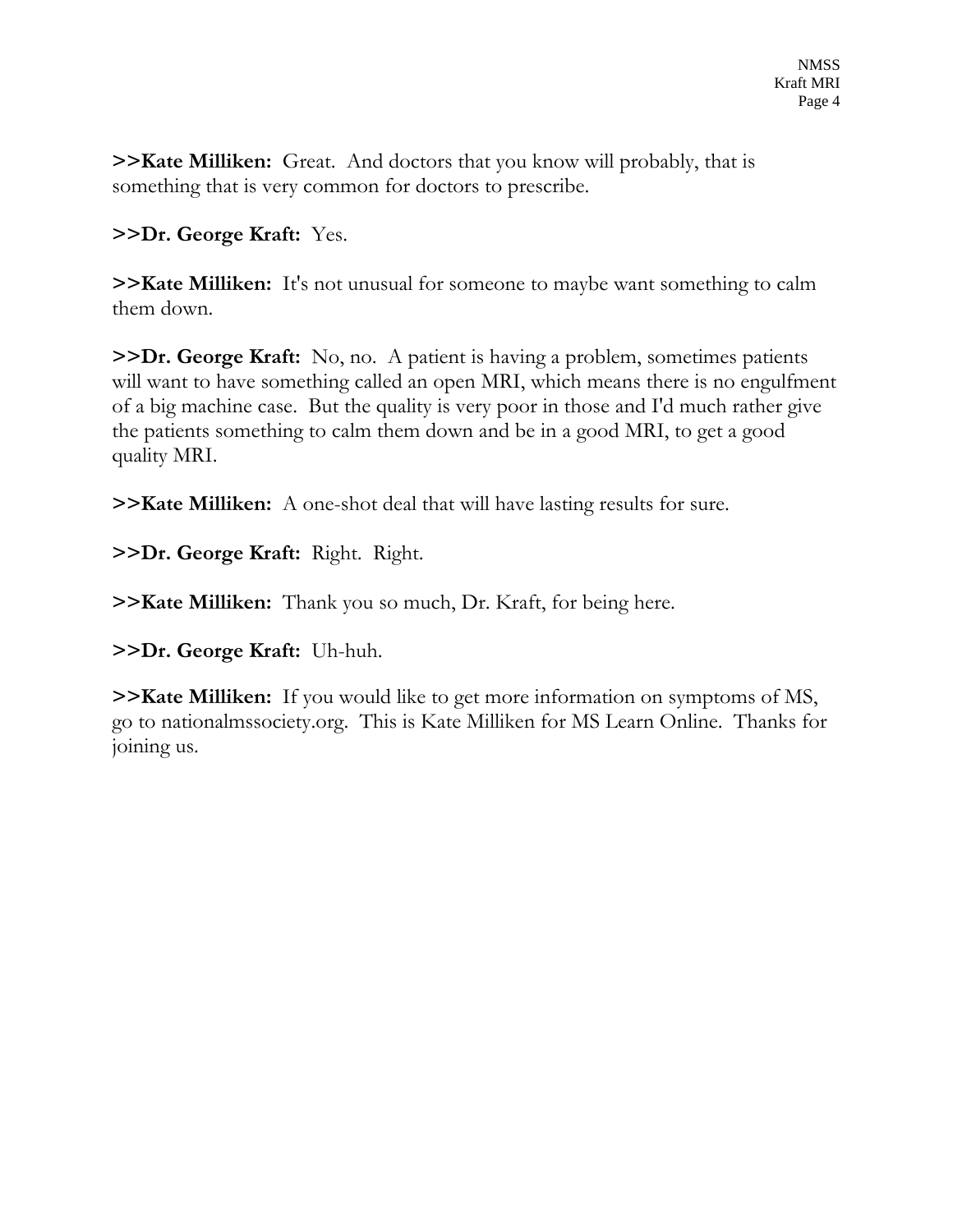**>>Kate Milliken:** Great. And doctors that you know will probably, that is something that is very common for doctors to prescribe.

**>>Dr. George Kraft:** Yes.

**>>Kate Milliken:** It's not unusual for someone to maybe want something to calm them down.

**>>Dr. George Kraft:** No, no. A patient is having a problem, sometimes patients will want to have something called an open MRI, which means there is no engulfment of a big machine case. But the quality is very poor in those and I'd much rather give the patients something to calm them down and be in a good MRI, to get a good quality MRI.

**>>Kate Milliken:** A one-shot deal that will have lasting results for sure.

**>>Dr. George Kraft:** Right. Right.

**>>Kate Milliken:** Thank you so much, Dr. Kraft, for being here.

**>>Dr. George Kraft:** Uh-huh.

**>>Kate Milliken:** If you would like to get more information on symptoms of MS, go to nationalmssociety.org. This is Kate Milliken for MS Learn Online. Thanks for joining us.